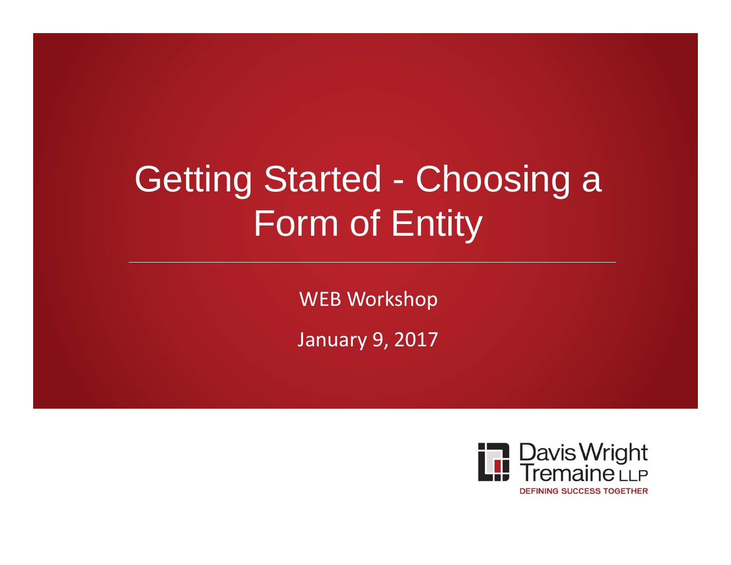# Getting Started - Choosing a Form of Entity

WEB Workshop

January 9, 2017

Davis Wright Tremaine LLP

DEFINING SUCCESS TOGETHER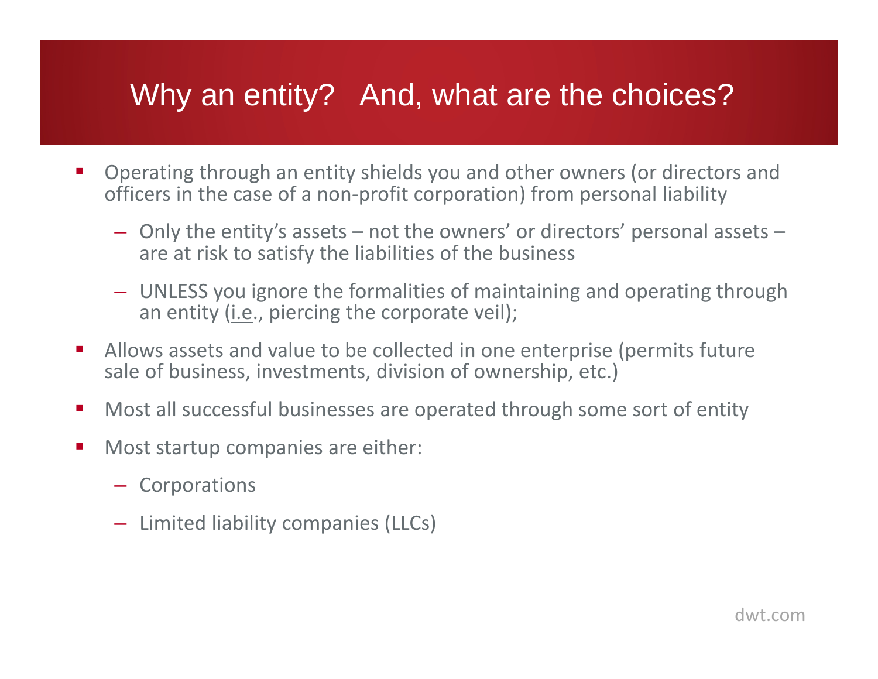# Why an entity? And, what are the choices?

- Operating through an entity shields you and other owners (or directors and officers in the case of a non-profit corporation) from personal liability
  - Only the entity's assets – not the owners' or directors' personal assets – are at risk to satisfy the liabilities of the business
  - UNLESS you ignore the formalities of maintaining and operating through an entity (i.e., piercing the corporate veil);
- Allows assets and value to be collected in one enterprise (permits future sale of business, investments, division of ownership, etc.)
- Most all successful businesses are operated through some sort of entity
- Most startup companies are either:
  - Corporations
  - Limited liability companies (LLCs)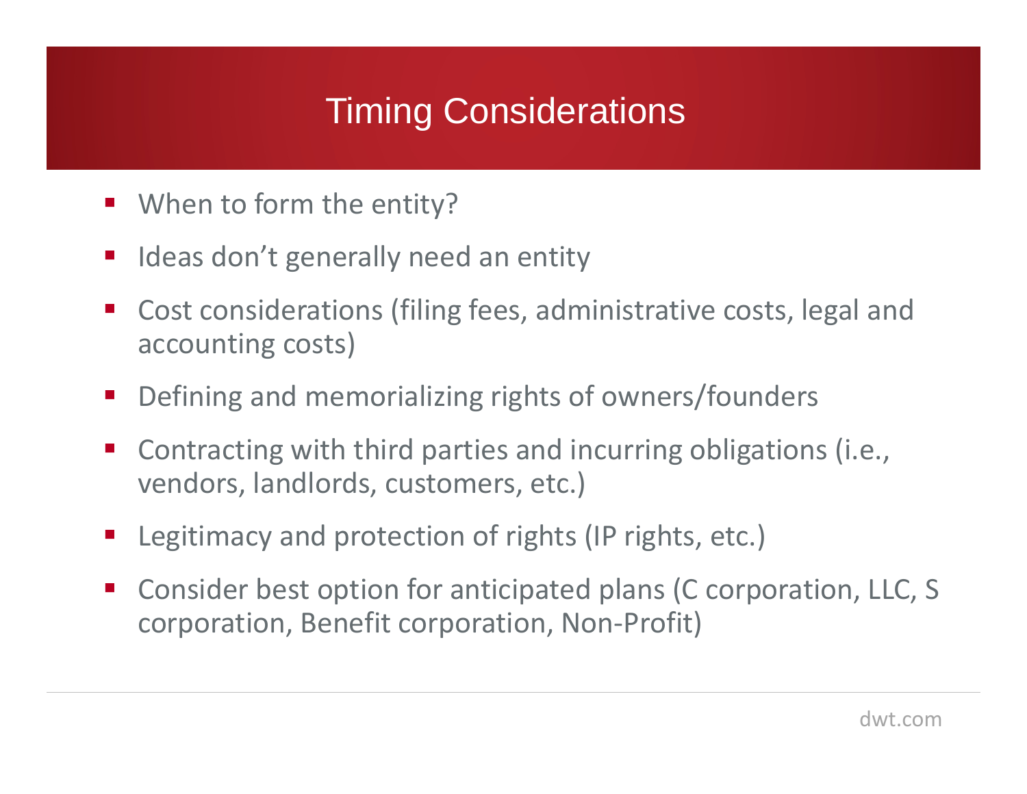# Timing Considerations

- When to form the entity?
- Ideas don't generally need an entity
- Cost considerations (filing fees, administrative costs, legal and accounting costs)
- Defining and memorializing rights of owners/founders
- Contracting with third parties and incurring obligations (i.e., vendors, landlords, customers, etc.)
- Legitimacy and protection of rights (IP rights, etc.)
- Consider best option for anticipated plans (C corporation, LLC, S corporation, Benefit corporation, Non-Profit)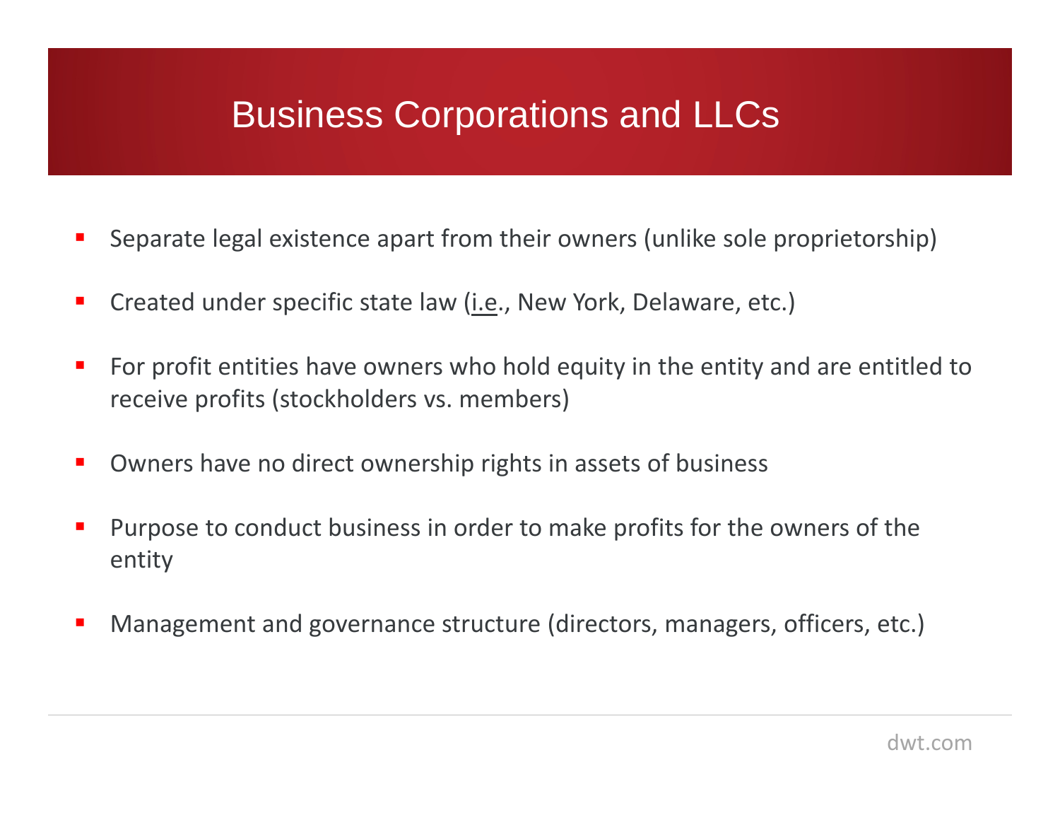# Business Corporations and LLCs

- Separate legal existence apart from their owners (unlike sole proprietorship)
- Created under specific state law (i.e., New York, Delaware, etc.)
- For profit entities have owners who hold equity in the entity and are entitled to receive profits (stockholders vs. members)
- Owners have no direct ownership rights in assets of business
- Purpose to conduct business in order to make profits for the owners of the entity
- Management and governance structure (directors, managers, officers, etc.)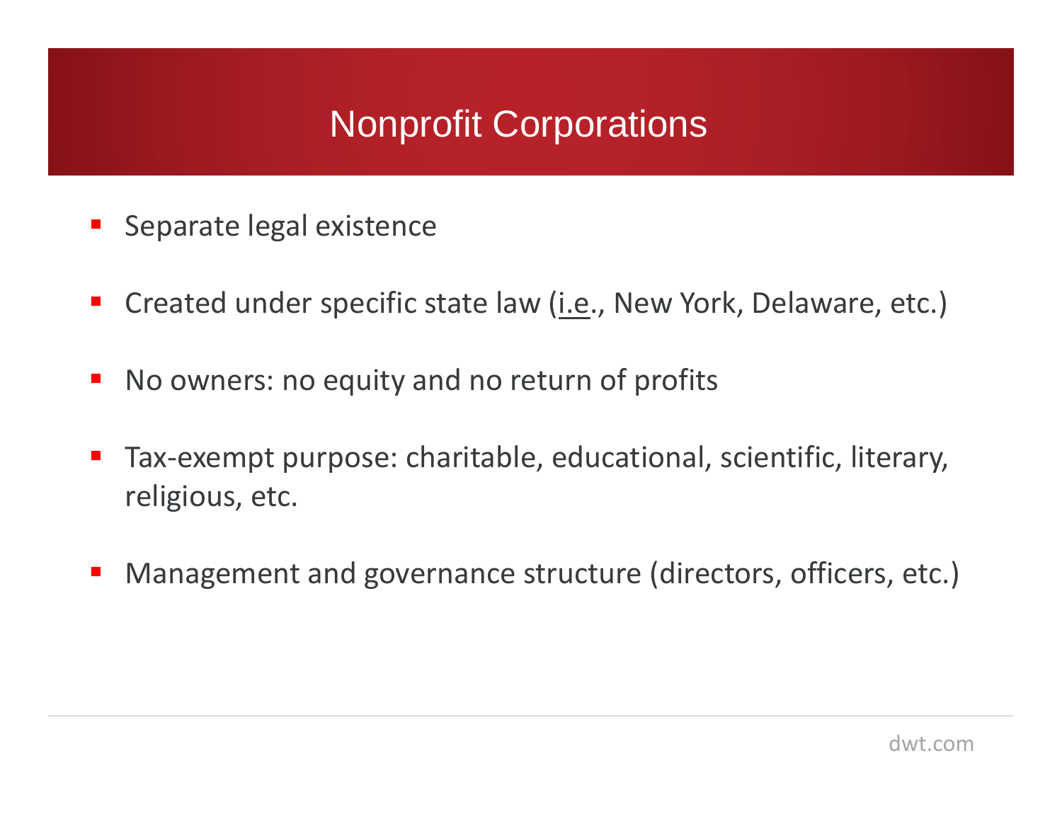# Nonprofit Corporations

- Separate legal existence
- Created under specific state law (i.e., New York, Delaware, etc.)
- No owners: no equity and no return of profits
- Tax-exempt purpose: charitable, educational, scientific, literary, religious, etc.
- Management and governance structure (directors, officers, etc.)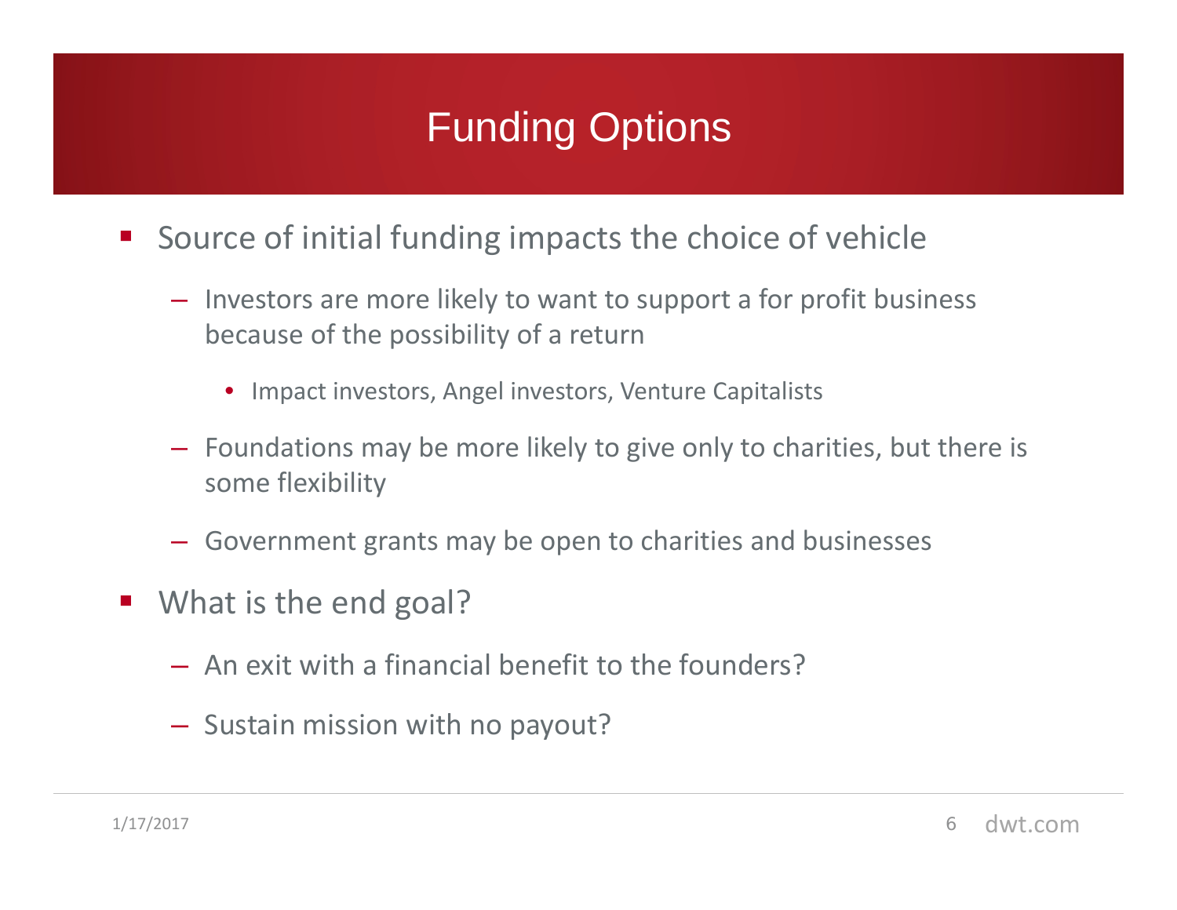# Funding Options

- Source of initial funding impacts the choice of vehicle
  - Investors are more likely to want to support a for profit business because of the possibility of a return
    - Impact investors, Angel investors, Venture Capitalists
  - Foundations may be more likely to give only to charities, but there is some flexibility
  - Government grants may be open to charities and businesses
- What is the end goal?
  - An exit with a financial benefit to the founders?
  - Sustain mission with no payout?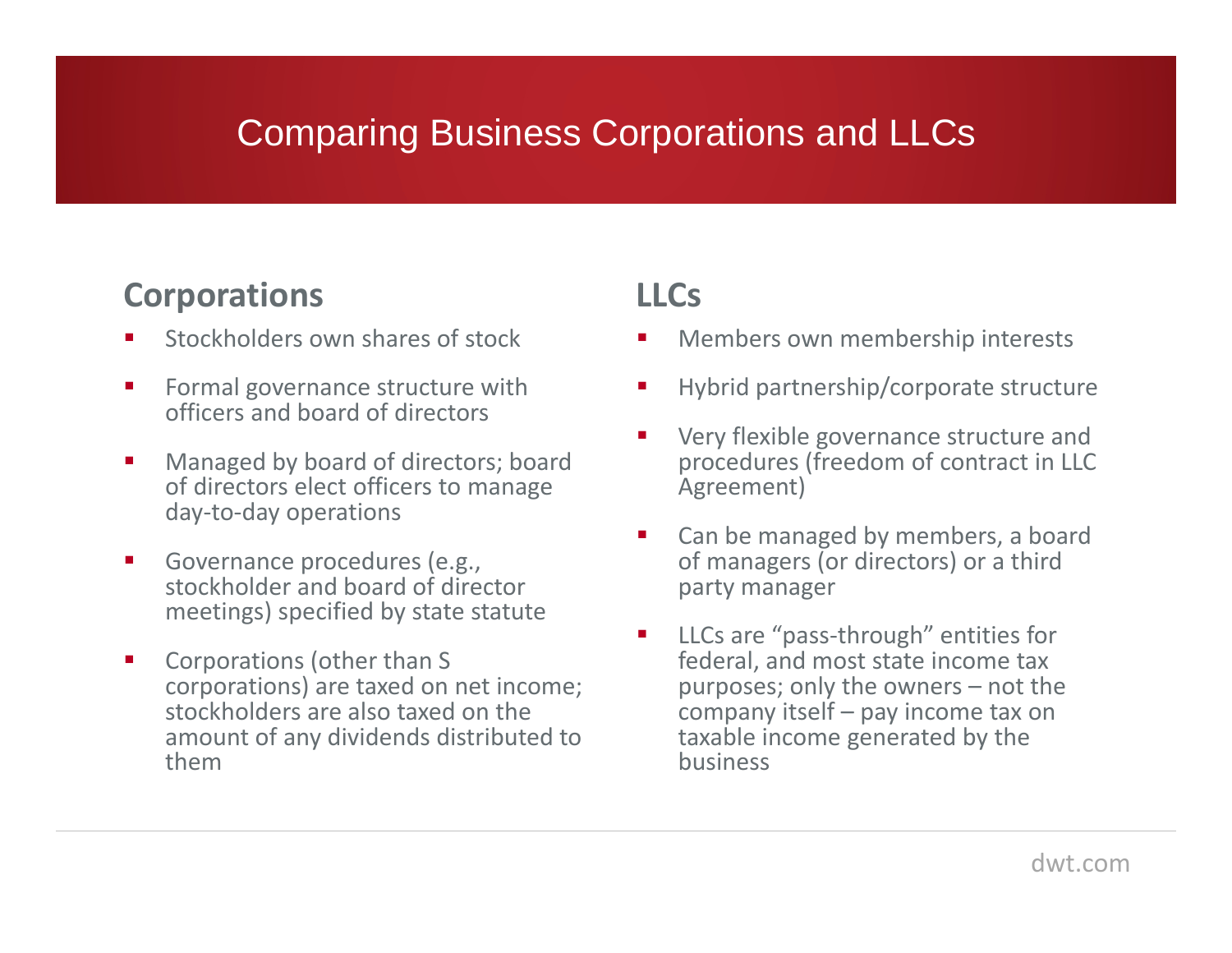# Comparing Business Corporations and LLCs

## Corporations

- Stockholders own shares of stock
- Formal governance structure with officers and board of directors
- Managed by board of directors; board of directors elect officers to manage day-to-day operations
- Governance procedures (e.g., stockholder and board of director meetings) specified by state statute
- Corporations (other than S corporations) are taxed on net income; stockholders are also taxed on the amount of any dividends distributed to them

## LLCs

- Members own membership interests
- Hybrid partnership/corporate structure
- Very flexible governance structure and procedures (freedom of contract in LLC Agreement)
- Can be managed by members, a board of managers (or directors) or a third party manager
- LLCs are "pass-through" entities for federal, and most state income tax purposes; only the owners – not the company itself – pay income tax on taxable income generated by the business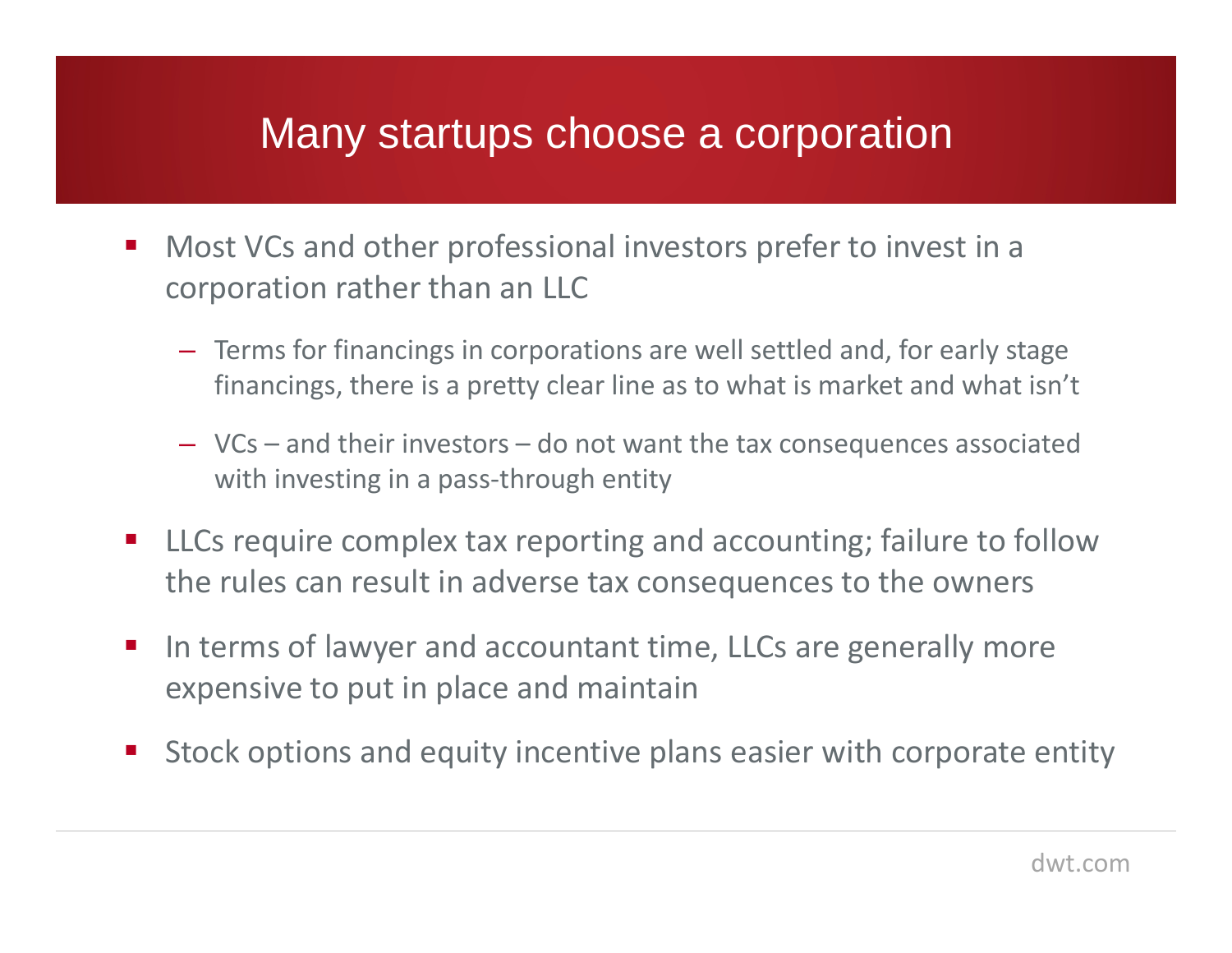# Many startups choose a corporation

- Most VCs and other professional investors prefer to invest in a corporation rather than an LLC
  - Terms for financings in corporations are well settled and, for early stage financings, there is a pretty clear line as to what is market and what isn't
  - VCs – and their investors – do not want the tax consequences associated with investing in a pass-through entity
- LLCs require complex tax reporting and accounting; failure to follow the rules can result in adverse tax consequences to the owners
- In terms of lawyer and accountant time, LLCs are generally more expensive to put in place and maintain
- Stock options and equity incentive plans easier with corporate entity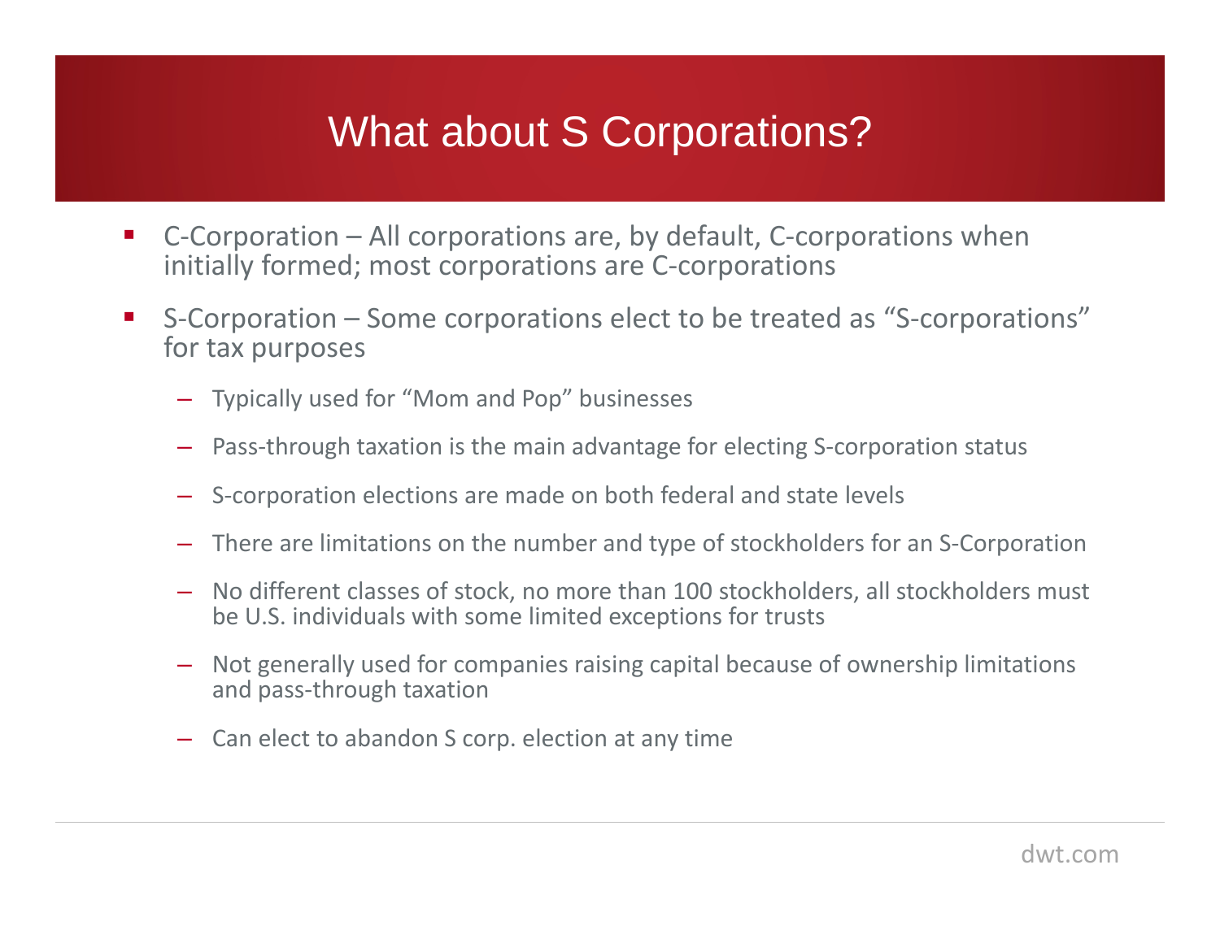# What about S Corporations?

- C-Corporation – All corporations are, by default, C-corporations when initially formed; most corporations are C-corporations
- S-Corporation – Some corporations elect to be treated as "S-corporations" for tax purposes
  - Typically used for "Mom and Pop" businesses
  - Pass-through taxation is the main advantage for electing S-corporation status
  - S-corporation elections are made on both federal and state levels
  - There are limitations on the number and type of stockholders for an S-Corporation
  - No different classes of stock, no more than 100 stockholders, all stockholders must be U.S. individuals with some limited exceptions for trusts
  - Not generally used for companies raising capital because of ownership limitations and pass-through taxation
  - Can elect to abandon S corp. election at any time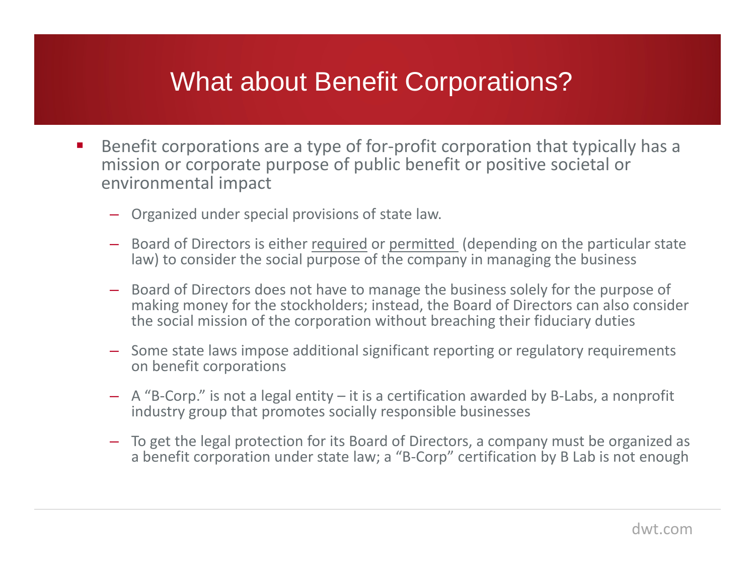# What about Benefit Corporations?

- Benefit corporations are a type of for-profit corporation that typically has a mission or corporate purpose of public benefit or positive societal or environmental impact
  - Organized under special provisions of state law.
  - Board of Directors is either <u>required</u> or <u>permitted</u> (depending on the particular state law) to consider the social purpose of the company in managing the business
  - Board of Directors does not have to manage the business solely for the purpose of making money for the stockholders; instead, the Board of Directors can also consider the social mission of the corporation without breaching their fiduciary duties
  - Some state laws impose additional significant reporting or regulatory requirements on benefit corporations
  - A "B-Corp." is not a legal entity – it is a certification awarded by B-Labs, a nonprofit industry group that promotes socially responsible businesses
  - To get the legal protection for its Board of Directors, a company must be organized as a benefit corporation under state law; a "B-Corp" certification by B Lab is not enough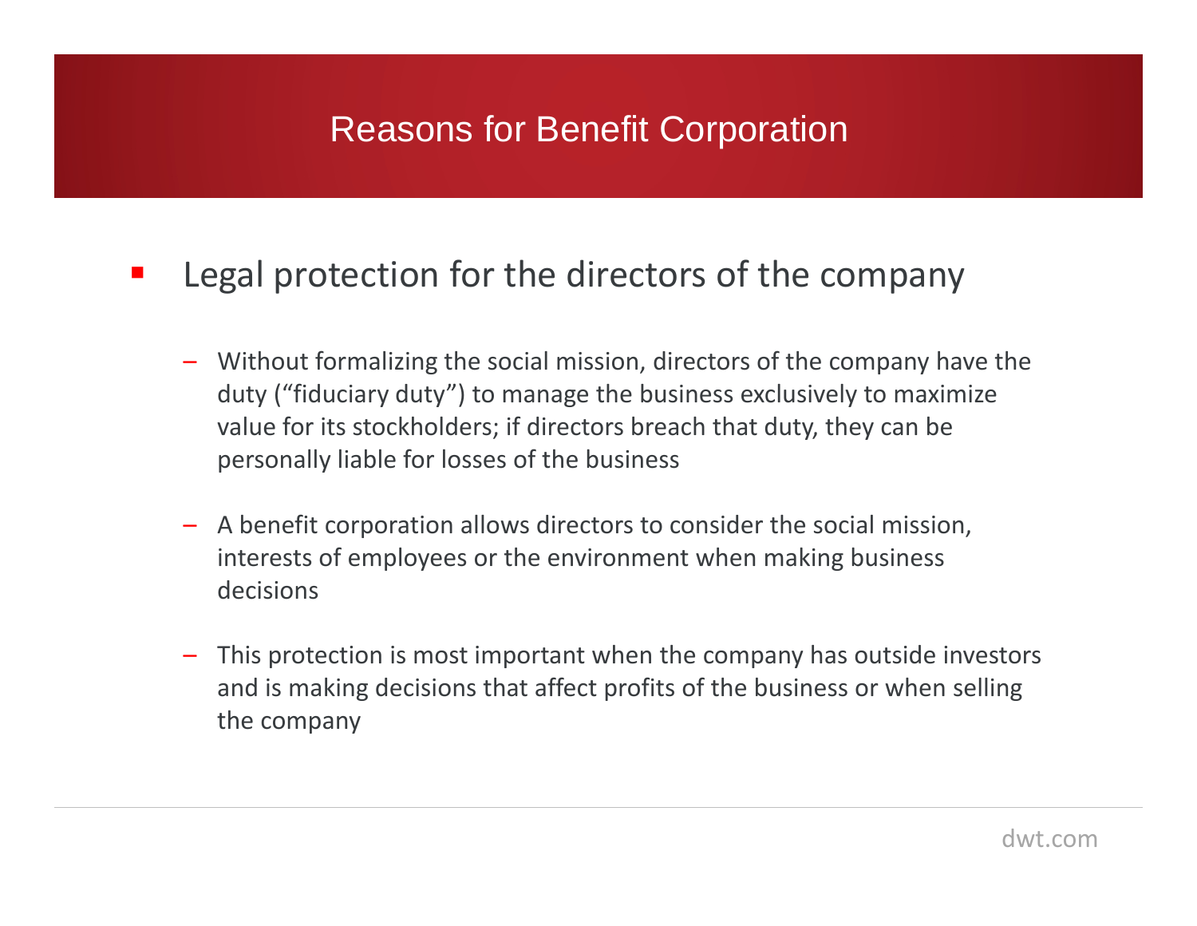# Reasons for Benefit Corporation

- Legal protection for the directors of the company
  - Without formalizing the social mission, directors of the company have the duty (“fiduciary duty”) to manage the business exclusively to maximize value for its stockholders; if directors breach that duty, they can be personally liable for losses of the business
  - A benefit corporation allows directors to consider the social mission, interests of employees or the environment when making business decisions
  - This protection is most important when the company has outside investors and is making decisions that affect profits of the business or when selling the company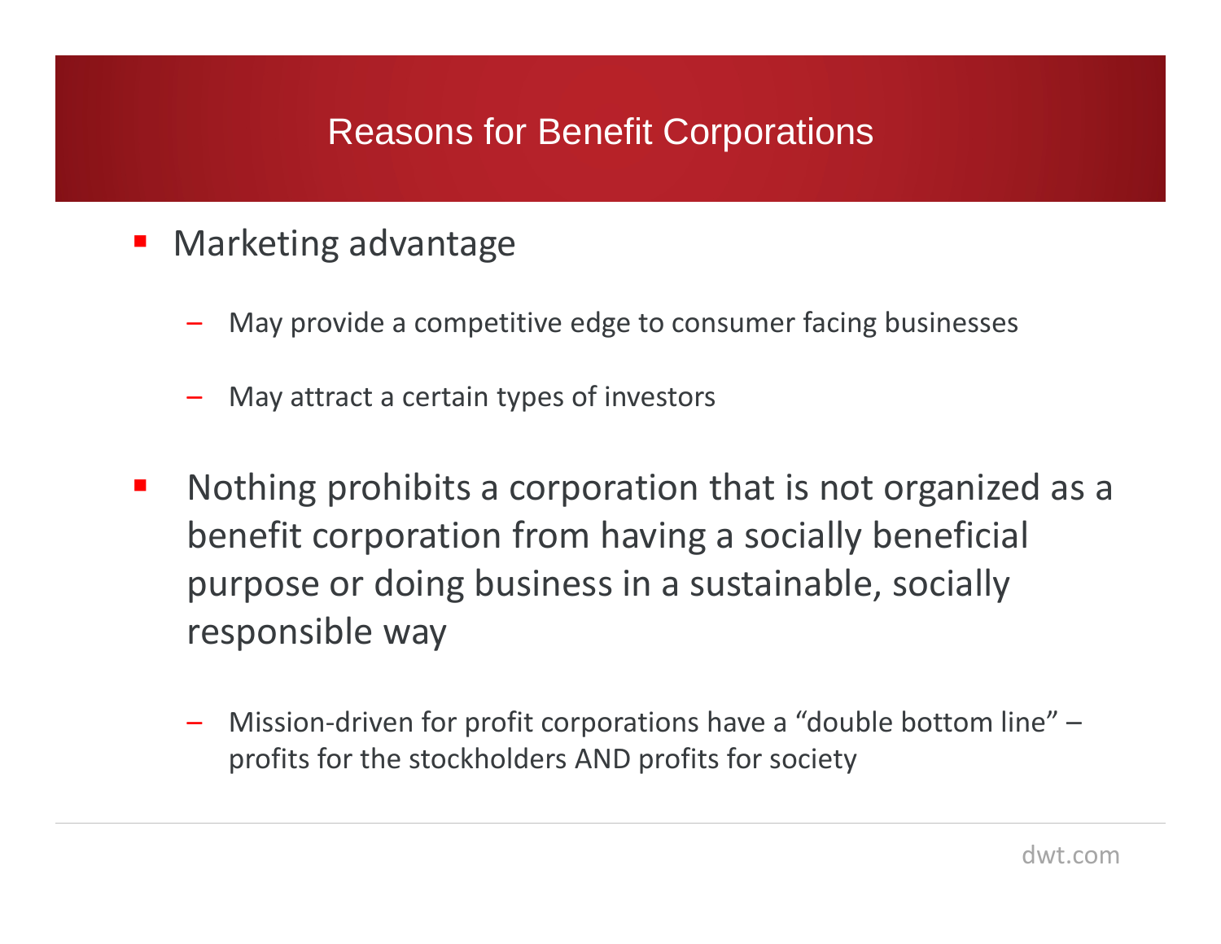# Reasons for Benefit Corporations

- Marketing advantage
  - May provide a competitive edge to consumer facing businesses
  - May attract a certain types of investors
- Nothing prohibits a corporation that is not organized as a benefit corporation from having a socially beneficial purpose or doing business in a sustainable, socially responsible way
  - Mission-driven for profit corporations have a "double bottom line" – profits for the stockholders AND profits for society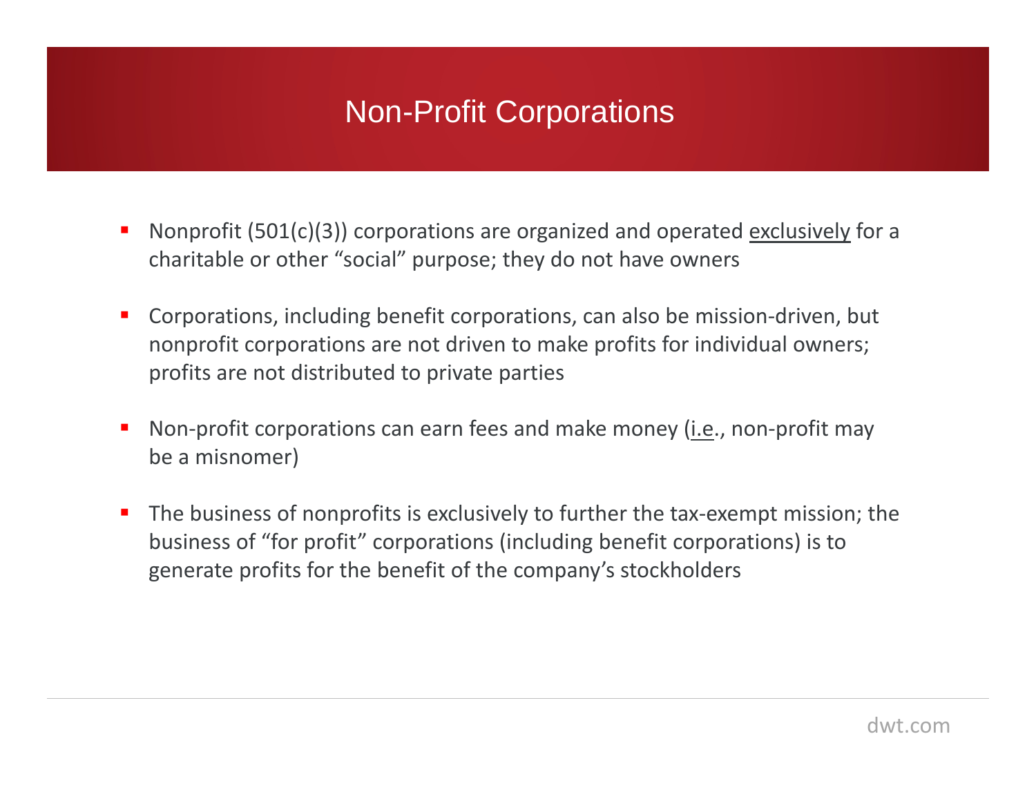# Non-Profit Corporations

- Nonprofit (501(c)(3)) corporations are organized and operated <u>exclusively</u> for a charitable or other "social" purpose; they do not have owners
- Corporations, including benefit corporations, can also be mission-driven, but nonprofit corporations are not driven to make profits for individual owners; profits are not distributed to private parties
- Non-profit corporations can earn fees and make money (<u>i.e</u>., non-profit may be a misnomer)
- The business of nonprofits is exclusively to further the tax-exempt mission; the business of "for profit" corporations (including benefit corporations) is to generate profits for the benefit of the company's stockholders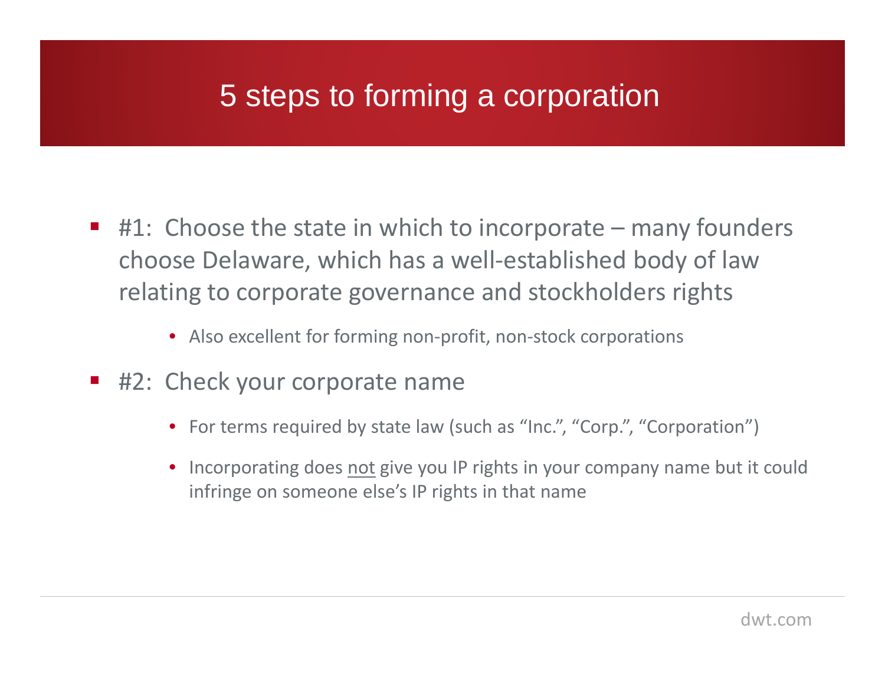# 5 steps to forming a corporation

- #1: Choose the state in which to incorporate – many founders choose Delaware, which has a well-established body of law relating to corporate governance and stockholders rights
  - Also excellent for forming non-profit, non-stock corporations
- #2: Check your corporate name
  - For terms required by state law (such as "Inc.", "Corp.", "Corporation")
  - Incorporating does <u>not</u> give you IP rights in your company name but it could infringe on someone else's IP rights in that name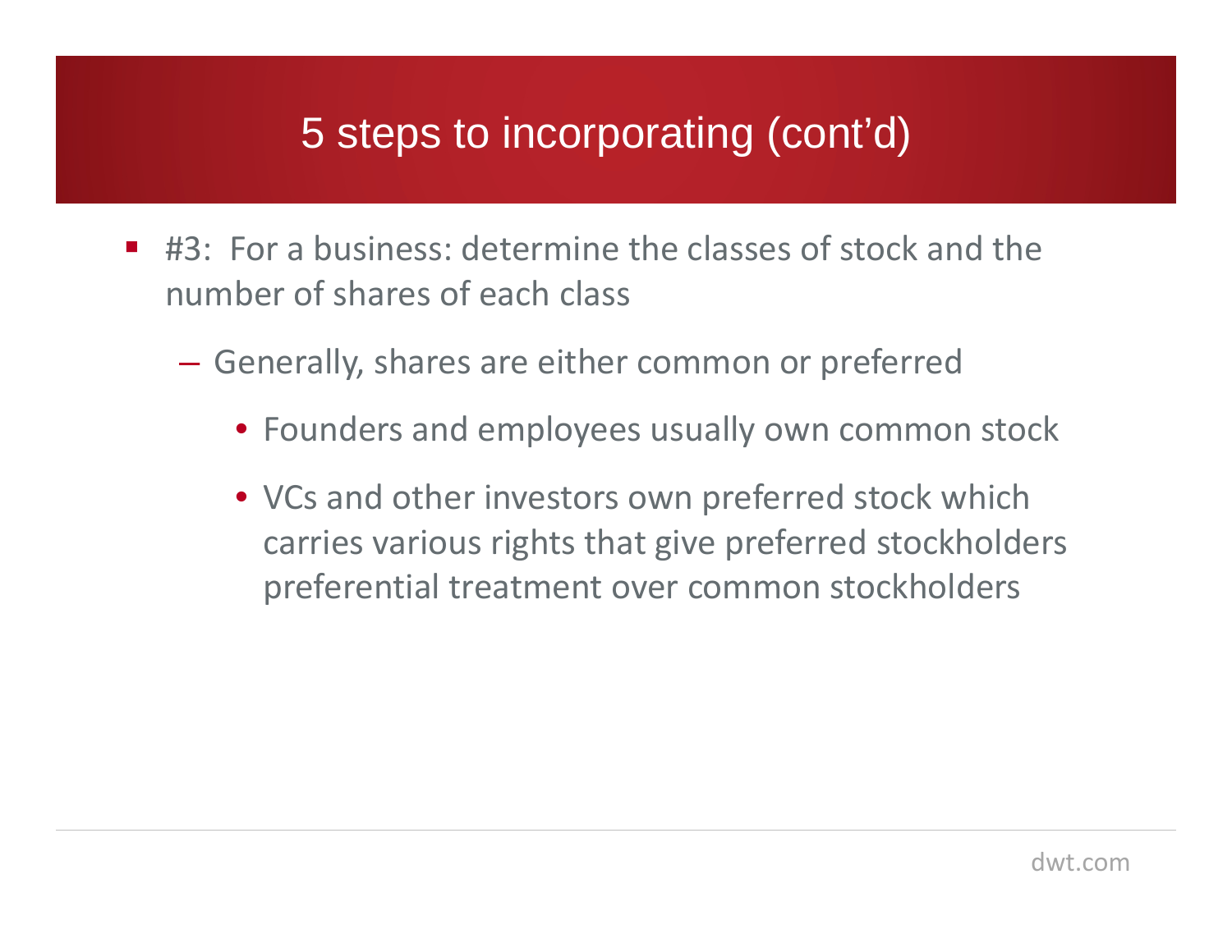# 5 steps to incorporating (cont'd)

- #3: For a business: determine the classes of stock and the number of shares of each class
  - Generally, shares are either common or preferred
    - Founders and employees usually own common stock
    - VCs and other investors own preferred stock which carries various rights that give preferred stockholders preferential treatment over common stockholders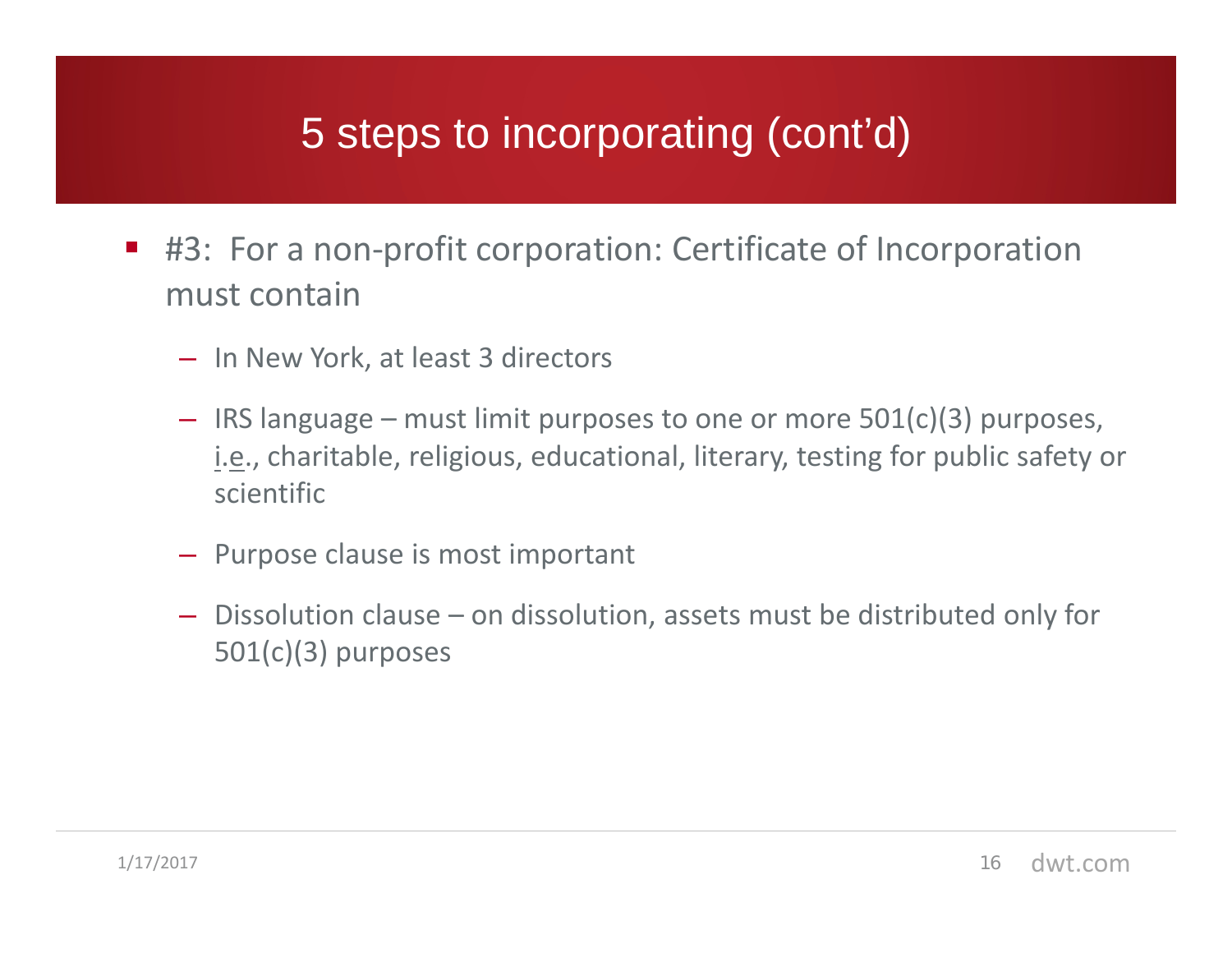# 5 steps to incorporating (cont'd)

- #3: For a non-profit corporation: Certificate of Incorporation must contain
  - In New York, at least 3 directors
  - IRS language – must limit purposes to one or more 501(c)(3) purposes, i.e., charitable, religious, educational, literary, testing for public safety or scientific
  - Purpose clause is most important
  - Dissolution clause – on dissolution, assets must be distributed only for 501(c)(3) purposes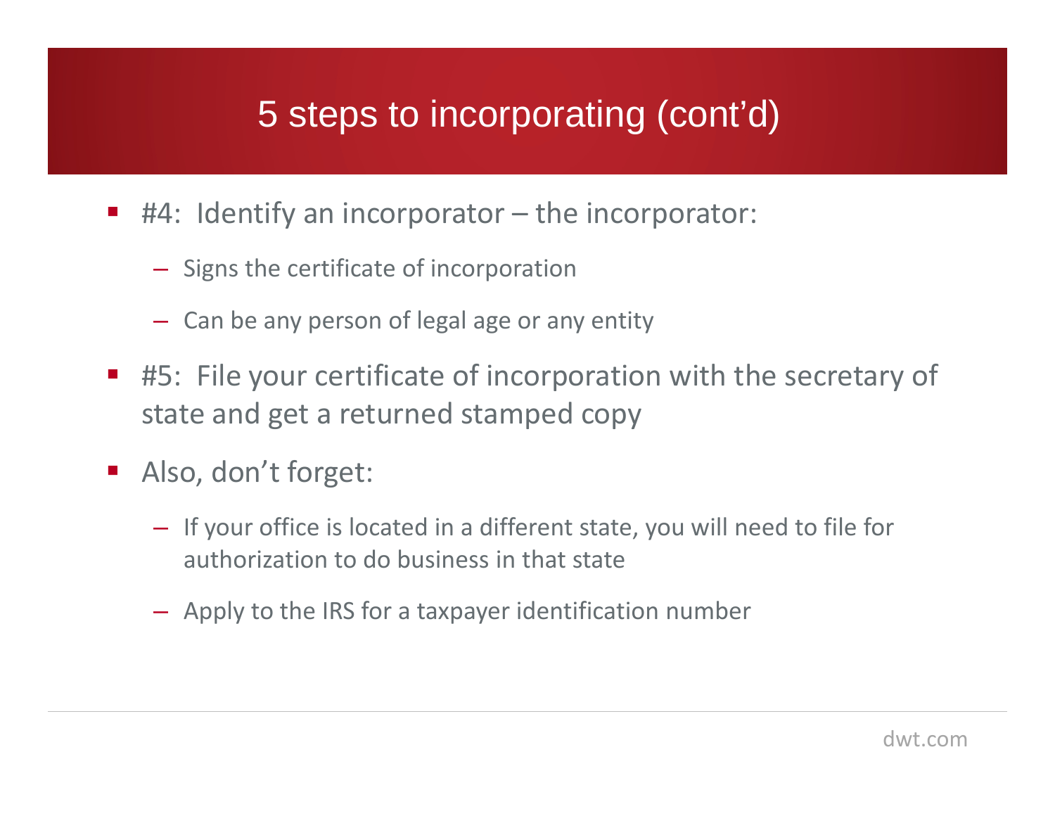# 5 steps to incorporating (cont'd)

- #4: Identify an incorporator – the incorporator:
  - Signs the certificate of incorporation
  - Can be any person of legal age or any entity
- #5: File your certificate of incorporation with the secretary of state and get a returned stamped copy
- Also, don't forget:
  - If your office is located in a different state, you will need to file for authorization to do business in that state
  - Apply to the IRS for a taxpayer identification number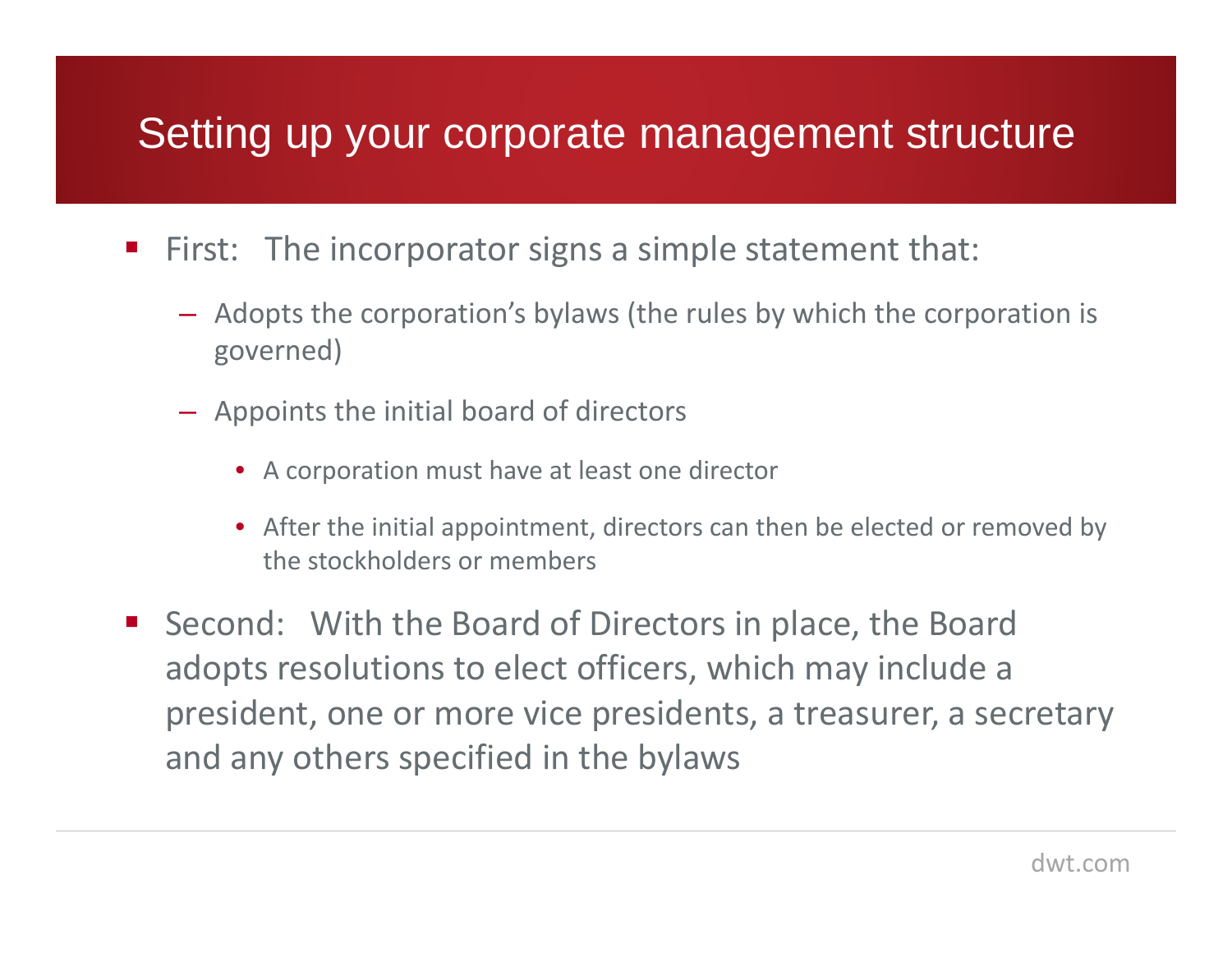# Setting up your corporate management structure

- First: The incorporator signs a simple statement that:
  - Adopts the corporation's bylaws (the rules by which the corporation is governed)
  - Appoints the initial board of directors
    - A corporation must have at least one director
    - After the initial appointment, directors can then be elected or removed by the stockholders or members
- Second: With the Board of Directors in place, the Board adopts resolutions to elect officers, which may include a president, one or more vice presidents, a treasurer, a secretary and any others specified in the bylaws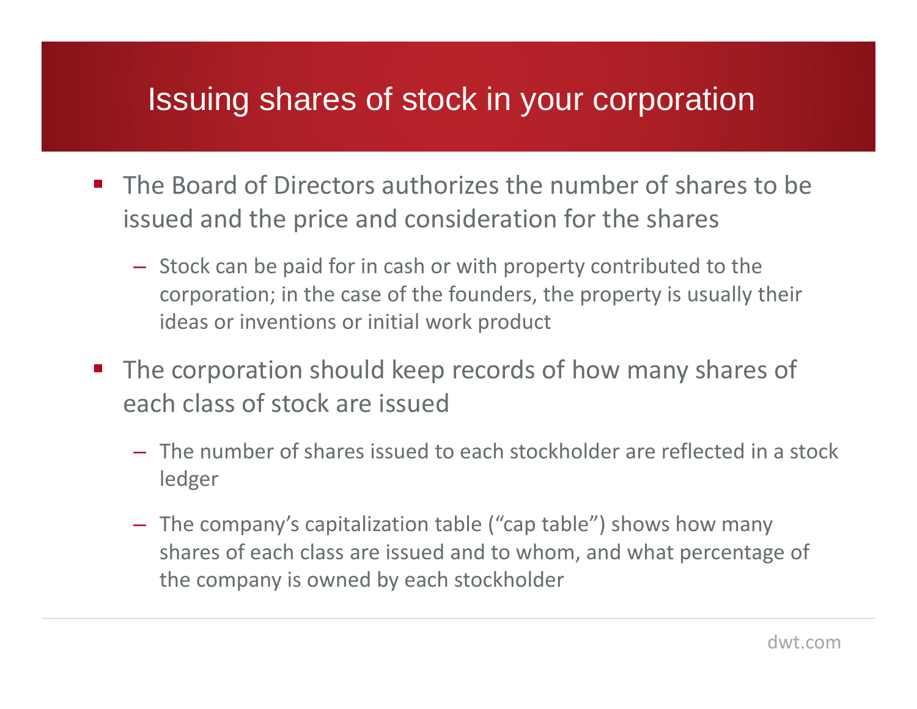# Issuing shares of stock in your corporation

- The Board of Directors authorizes the number of shares to be issued and the price and consideration for the shares
  - Stock can be paid for in cash or with property contributed to the corporation; in the case of the founders, the property is usually their ideas or inventions or initial work product
- The corporation should keep records of how many shares of each class of stock are issued
  - The number of shares issued to each stockholder are reflected in a stock ledger
  - The company's capitalization table ("cap table") shows how many shares of each class are issued and to whom, and what percentage of the company is owned by each stockholder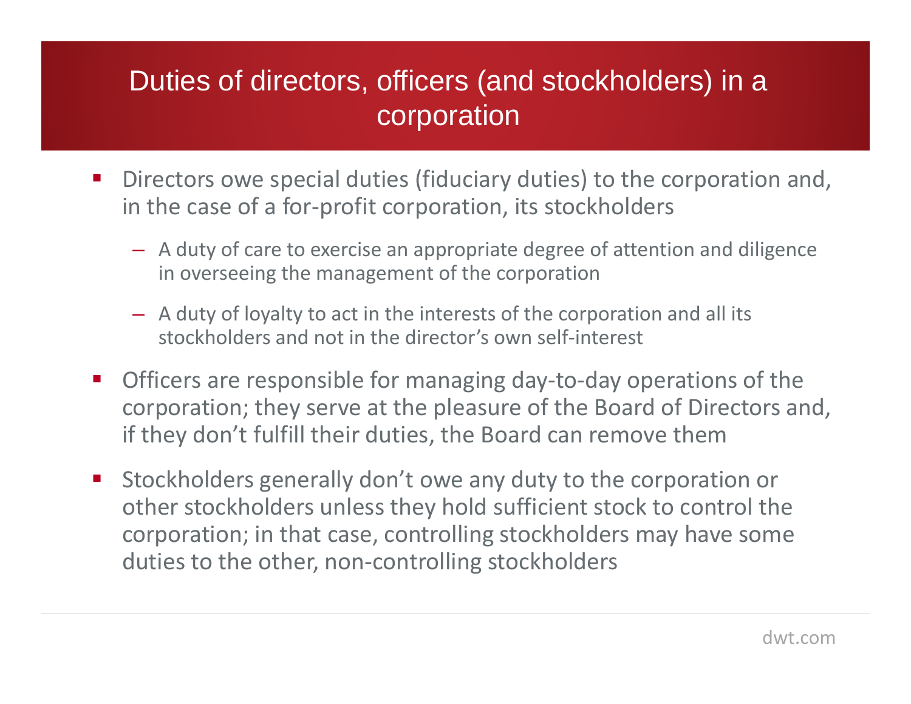# Duties of directors, officers (and stockholders) in a corporation

- Directors owe special duties (fiduciary duties) to the corporation and, in the case of a for-profit corporation, its stockholders
  - A duty of care to exercise an appropriate degree of attention and diligence in overseeing the management of the corporation
  - A duty of loyalty to act in the interests of the corporation and all its stockholders and not in the director's own self-interest
- Officers are responsible for managing day-to-day operations of the corporation; they serve at the pleasure of the Board of Directors and, if they don't fulfill their duties, the Board can remove them
- Stockholders generally don't owe any duty to the corporation or other stockholders unless they hold sufficient stock to control the corporation; in that case, controlling stockholders may have some duties to the other, non-controlling stockholders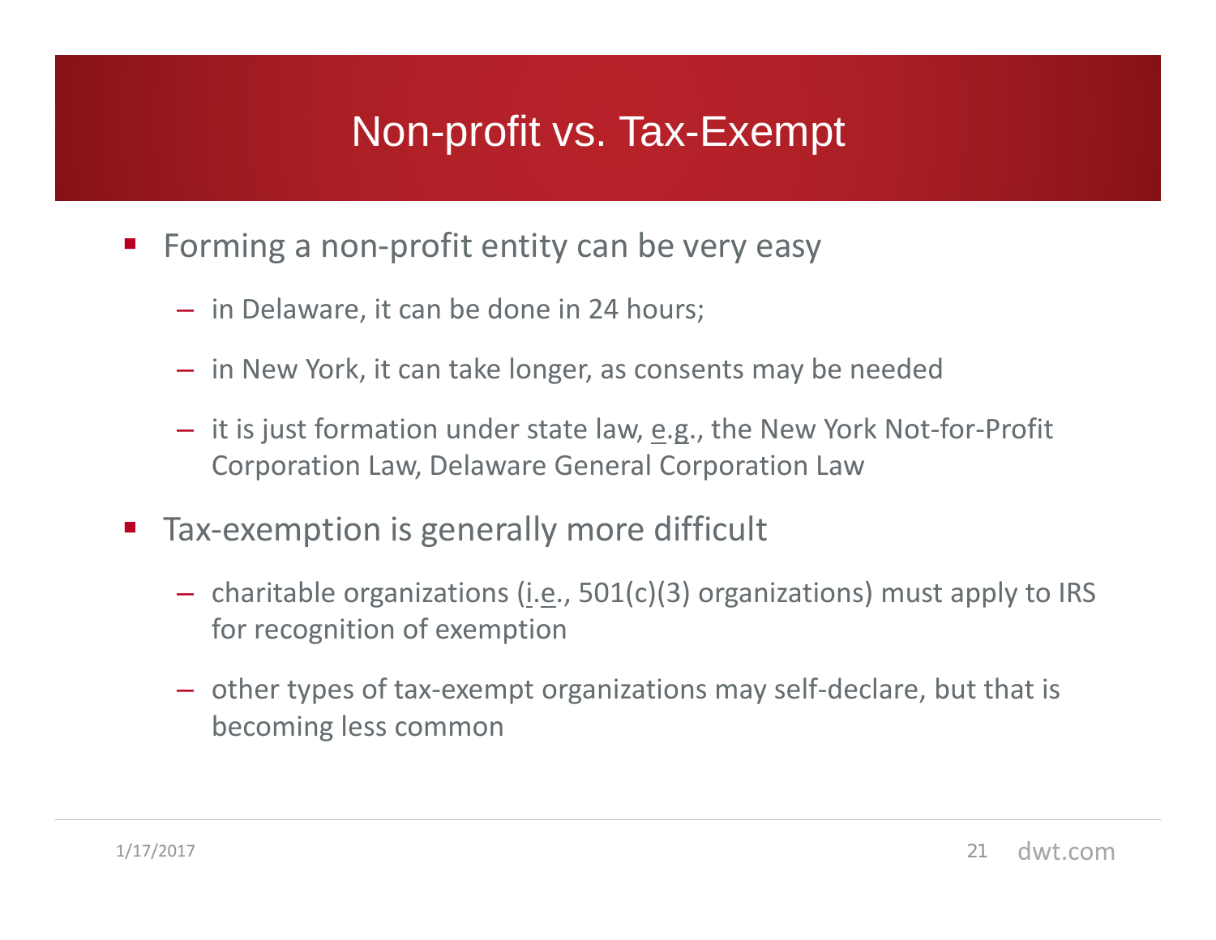# Non-profit vs. Tax-Exempt

- Forming a non-profit entity can be very easy
  - in Delaware, it can be done in 24 hours;
  - in New York, it can take longer, as consents may be needed
  - it is just formation under state law, e.g., the New York Not-for-Profit Corporation Law, Delaware General Corporation Law
- Tax-exemption is generally more difficult
  - charitable organizations (i.e., 501(c)(3) organizations) must apply to IRS for recognition of exemption
  - other types of tax-exempt organizations may self-declare, but that is becoming less common